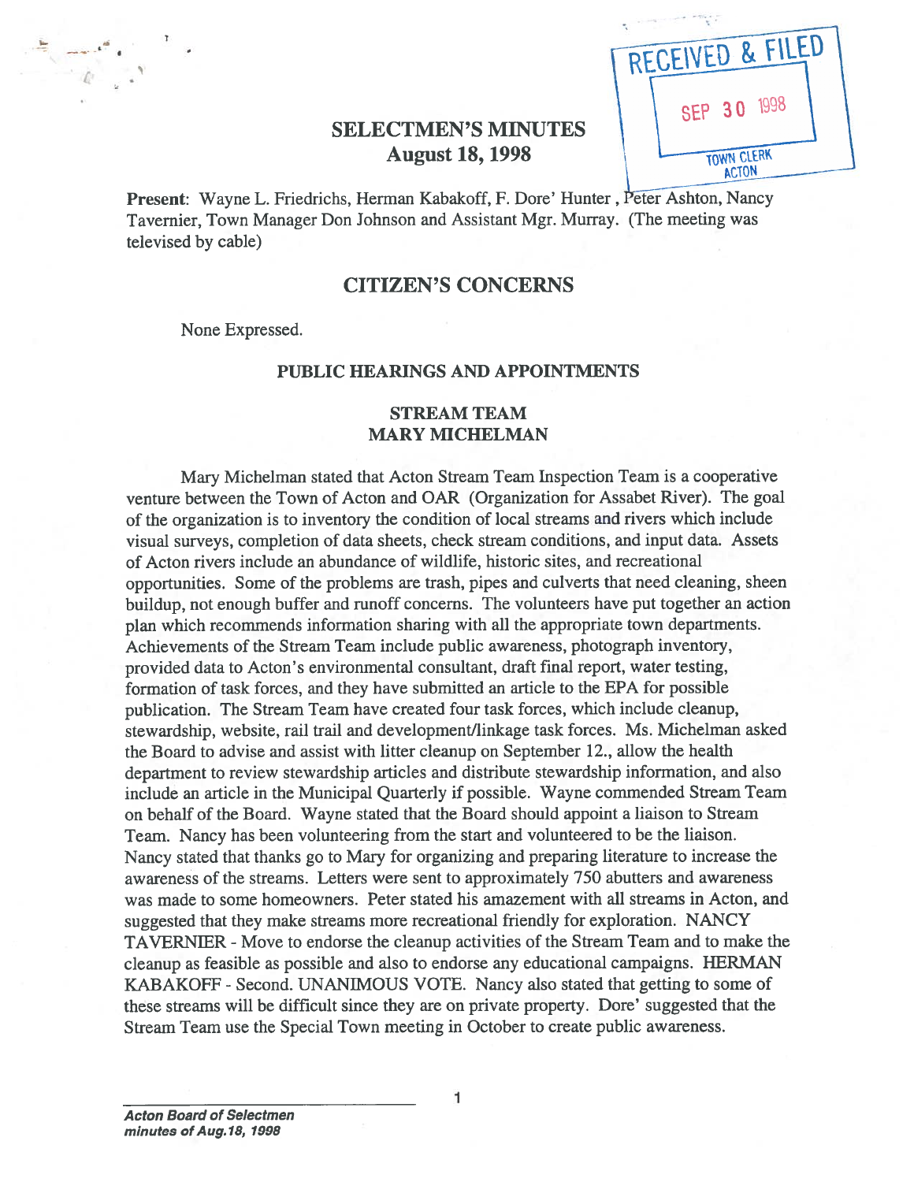RECEIVED & FILED
SEP 30 1998
TOWN CLERK ACTON

# SELECTMEN'S MINUTES
## August 18, 1998

**Present**: Wayne L. Friedrichs, Herman Kabakoff, F. Dore' Hunter , Peter Ashton, Nancy Tavernier, Town Manager Don Johnson and Assistant Mgr. Murray. (The meeting was televised by cable)

## CITIZEN'S CONCERNS

None Expressed.

### PUBLIC HEARINGS AND APPOINTMENTS

### STREAM TEAM
### MARY MICHELMAN

Mary Michelman stated that Acton Stream Team Inspection Team is a cooperative venture between the Town of Acton and OAR (Organization for Assabet River). The goal of the organization is to inventory the condition of local streams and rivers which include visual surveys, completion of data sheets, check stream conditions, and input data. Assets of Acton rivers include an abundance of wildlife, historic sites, and recreational opportunities. Some of the problems are trash, pipes and culverts that need cleaning, sheen buildup, not enough buffer and runoff concerns. The volunteers have put together an action plan which recommends information sharing with all the appropriate town departments. Achievements of the Stream Team include public awareness, photograph inventory, provided data to Acton's environmental consultant, draft final report, water testing, formation of task forces, and they have submitted an article to the EPA for possible publication. The Stream Team have created four task forces, which include cleanup, stewardship, website, rail trail and development/linkage task forces. Ms. Michelman asked the Board to advise and assist with litter cleanup on September 12., allow the health department to review stewardship articles and distribute stewardship information, and also include an article in the Municipal Quarterly if possible. Wayne commended Stream Team on behalf of the Board. Wayne stated that the Board should appoint a liaison to Stream Team. Nancy has been volunteering from the start and volunteered to be the liaison. Nancy stated that thanks go to Mary for organizing and preparing literature to increase the awareness of the streams. Letters were sent to approximately 750 abutters and awareness was made to some homeowners. Peter stated his amazement with all streams in Acton, and suggested that they make streams more recreational friendly for exploration. NANCY TAVERNIER - Move to endorse the cleanup activities of the Stream Team and to make the cleanup as feasible as possible and also to endorse any educational campaigns. HERMAN KABAKOFF - Second. UNANIMOUS VOTE. Nancy also stated that getting to some of these streams will be difficult since they are on private property. Dore' suggested that the Stream Team use the Special Town meeting in October to create public awareness.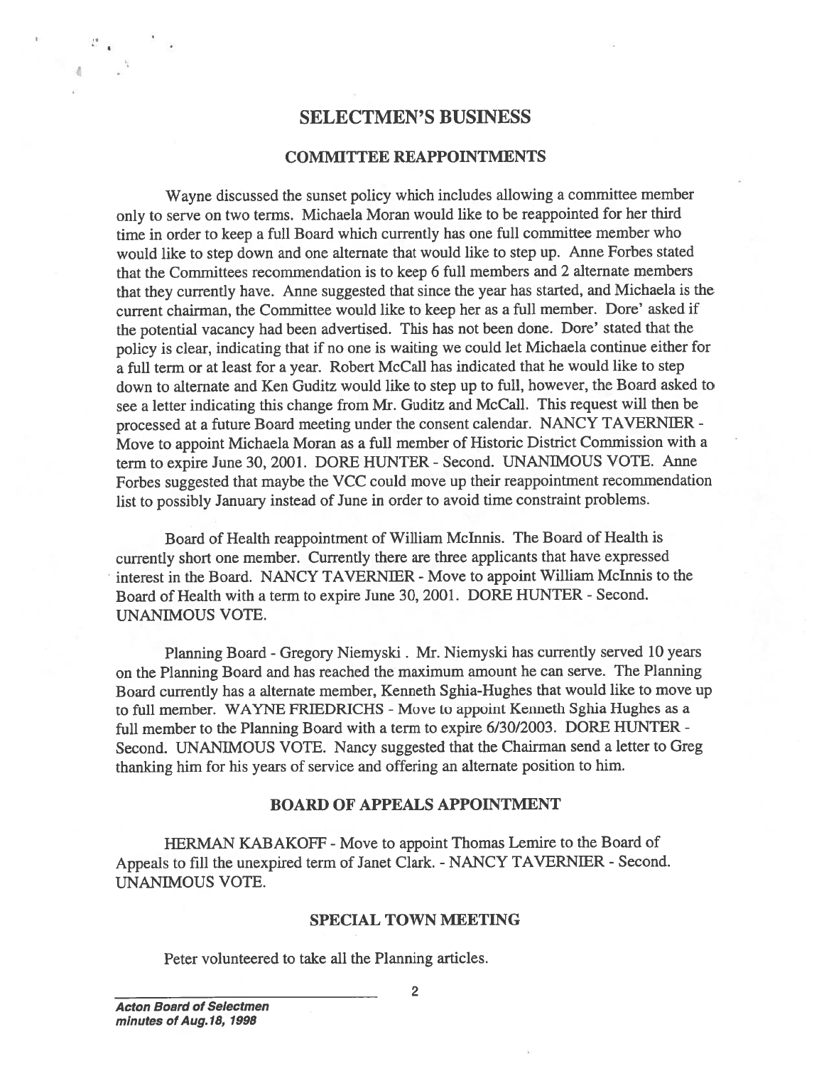## SELECTMEN'S BUSINESS

### COMMITTEE REAPPOINTMENTS

Wayne discussed the sunset policy which includes allowing a committee member only to serve on two terms. Michaela Moran would like to be reappointed for her third time in order to keep a full Board which currently has one full committee member who would like to step down and one alternate that would like to step up. Anne Forbes stated that the Committees recommendation is to keep 6 full members and 2 alternate members that they currently have. Anne suggested that since the year has started, and Michaela is the current chairman, the Committee would like to keep her as a full member. Dore' asked if the potential vacancy had been advertised. This has not been done. Dore' stated that the policy is clear, indicating that if no one is waiting we could let Michaela continue either for a full term or at least for a year. Robert McCall has indicated that he would like to step down to alternate and Ken Guditz would like to step up to full, however, the Board asked to see a letter indicating this change from Mr. Guditz and McCall. This request will then be processed at a future Board meeting under the consent calendar. NANCY TAVERNIER - Move to appoint Michaela Moran as a full member of Historic District Commission with a term to expire June 30, 2001. DORE HUNTER - Second. UNANIMOUS VOTE. Anne Forbes suggested that maybe the VCC could move up their reappointment recommendation list to possibly January instead of June in order to avoid time constraint problems.

Board of Health reappointment of William McInnis. The Board of Health is currently short one member. Currently there are three applicants that have expressed interest in the Board. NANCY TAVERNIER - Move to appoint William McInnis to the Board of Health with a term to expire June 30, 2001. DORE HUNTER - Second. UNANIMOUS VOTE.

Planning Board - Gregory Niemyski . Mr. Niemyski has currently served 10 years on the Planning Board and has reached the maximum amount he can serve. The Planning Board currently has a alternate member, Kenneth Sghia-Hughes that would like to move up to full member. WAYNE FRIEDRICHS - Move to appoint Kenneth Sghia Hughes as a full member to the Planning Board with a term to expire 6/30/2003. DORE HUNTER - Second. UNANIMOUS VOTE. Nancy suggested that the Chairman send a letter to Greg thanking him for his years of service and offering an alternate position to him.

### BOARD OF APPEALS APPOINTMENT

HERMAN KABAKOFF - Move to appoint Thomas Lemire to the Board of Appeals to fill the unexpired term of Janet Clark. - NANCY TAVERNIER - Second. UNANIMOUS VOTE.

### SPECIAL TOWN MEETING

Peter volunteered to take all the Planning articles.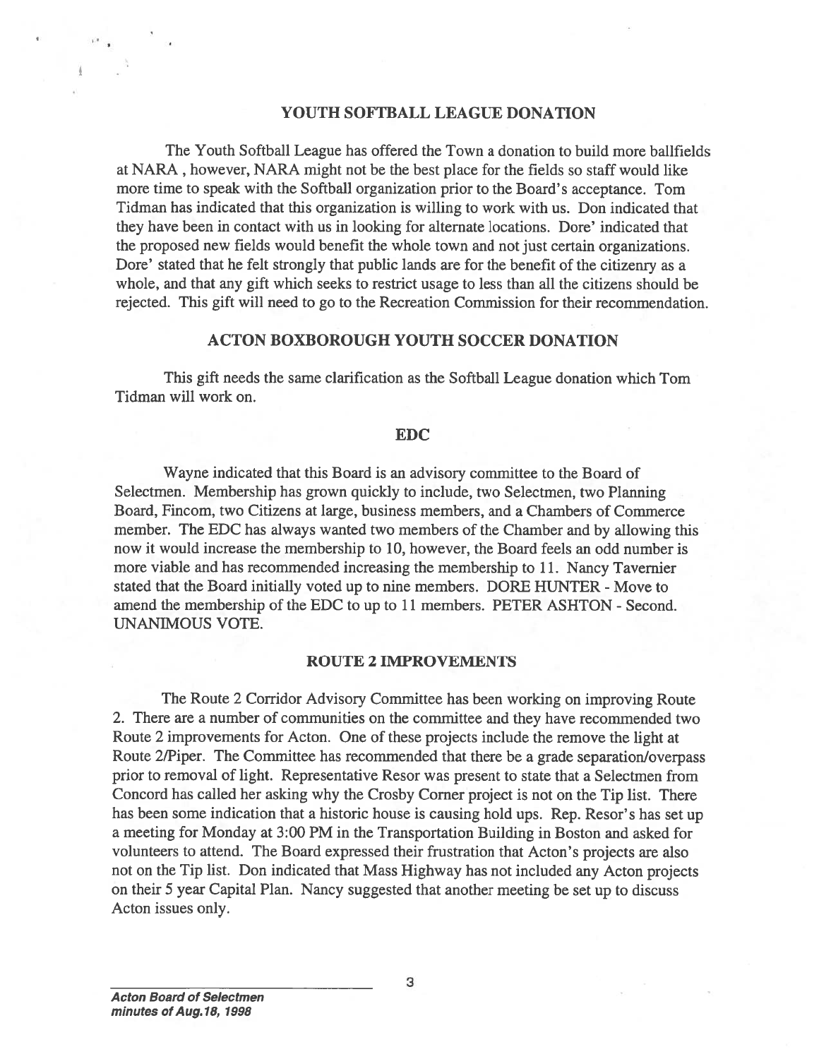## YOUTH SOFTBALL LEAGUE DONATION

The Youth Softball League has offered the Town a donation to build more ballfields at NARA , however, NARA might not be the best place for the fields so staff would like more time to speak with the Softball organization prior to the Board's acceptance. Tom Tidman has indicated that this organization is willing to work with us. Don indicated that they have been in contact with us in looking for alternate locations. Dore' indicated that the proposed new fields would benefit the whole town and not just certain organizations. Dore' stated that he felt strongly that public lands are for the benefit of the citizenry as a whole, and that any gift which seeks to restrict usage to less than all the citizens should be rejected. This gift will need to go to the Recreation Commission for their recommendation.

## ACTON BOXBOROUGH YOUTH SOCCER DONATION

This gift needs the same clarification as the Softball League donation which Tom Tidman will work on.

## EDC

Wayne indicated that this Board is an advisory committee to the Board of Selectmen. Membership has grown quickly to include, two Selectmen, two Planning Board, Fincom, two Citizens at large, business members, and a Chambers of Commerce member. The EDC has always wanted two members of the Chamber and by allowing this now it would increase the membership to 10, however, the Board feels an odd number is more viable and has recommended increasing the membership to 11. Nancy Tavernier stated that the Board initially voted up to nine members. DORE HUNTER - Move to amend the membership of the EDC to up to 11 members. PETER ASHTON - Second. UNANIMOUS VOTE.

## ROUTE 2 IMPROVEMENTS

The Route 2 Corridor Advisory Committee has been working on improving Route 2. There are a number of communities on the committee and they have recommended two Route 2 improvements for Acton. One of these projects include the remove the light at Route 2/Piper. The Committee has recommended that there be a grade separation/overpass prior to removal of light. Representative Resor was present to state that a Selectmen from Concord has called her asking why the Crosby Corner project is not on the Tip list. There has been some indication that a historic house is causing hold ups. Rep. Resor's has set up a meeting for Monday at 3:00 PM in the Transportation Building in Boston and asked for volunteers to attend. The Board expressed their frustration that Acton's projects are also not on the Tip list. Don indicated that Mass Highway has not included any Acton projects on their 5 year Capital Plan. Nancy suggested that another meeting be set up to discuss Acton issues only.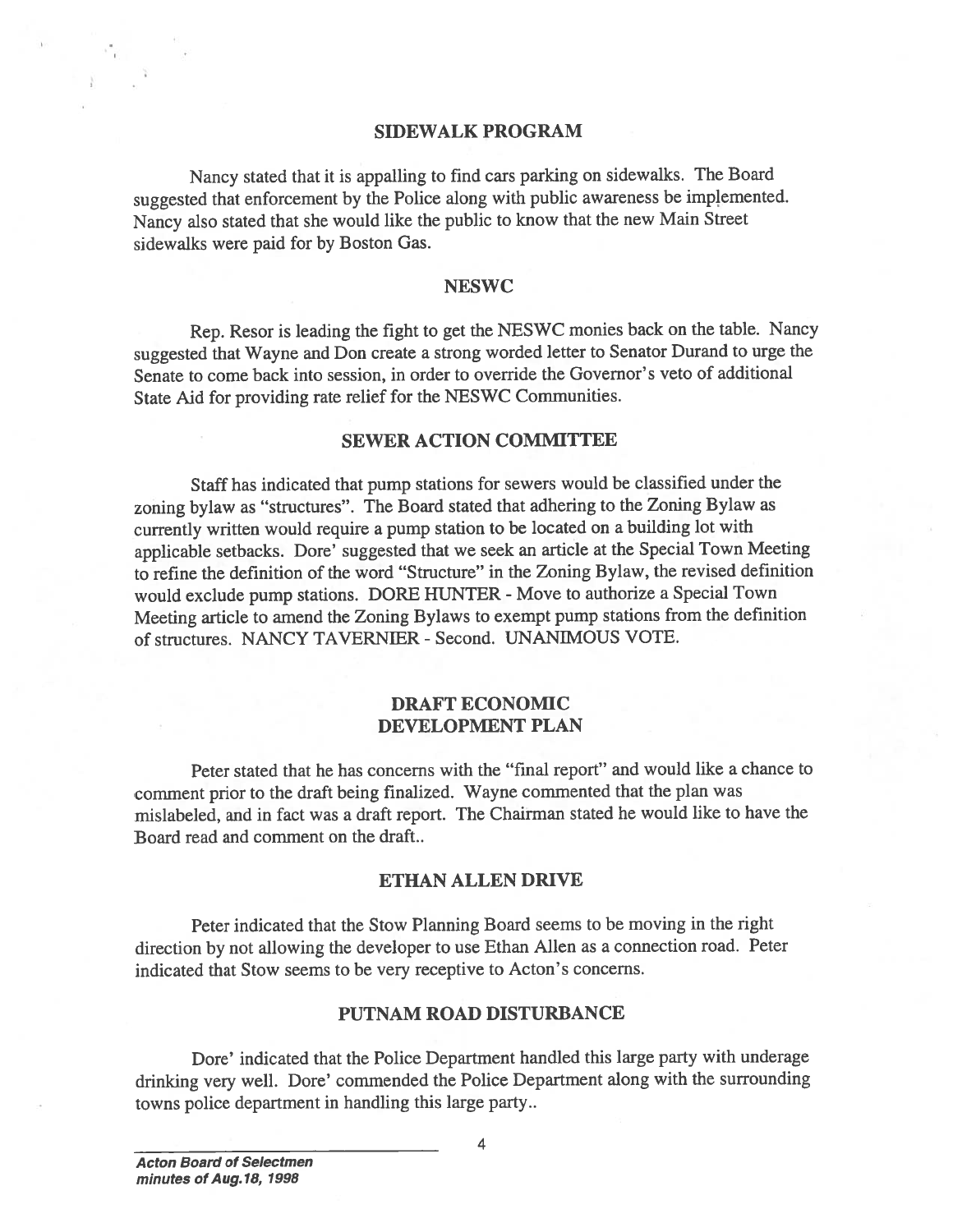## SIDEWALK PROGRAM

Nancy stated that it is appalling to find cars parking on sidewalks. The Board suggested that enforcement by the Police along with public awareness be implemented. Nancy also stated that she would like the public to know that the new Main Street sidewalks were paid for by Boston Gas.

## NESWC

Rep. Resor is leading the fight to get the NESWC monies back on the table. Nancy suggested that Wayne and Don create a strong worded letter to Senator Durand to urge the Senate to come back into session, in order to override the Governor's veto of additional State Aid for providing rate relief for the NESWC Communities.

## SEWER ACTION COMMITTEE

Staff has indicated that pump stations for sewers would be classified under the zoning bylaw as "structures". The Board stated that adhering to the Zoning Bylaw as currently written would require a pump station to be located on a building lot with applicable setbacks. Dore' suggested that we seek an article at the Special Town Meeting to refine the definition of the word "Structure" in the Zoning Bylaw, the revised definition would exclude pump stations. DORE HUNTER - Move to authorize a Special Town Meeting article to amend the Zoning Bylaws to exempt pump stations from the definition of structures. NANCY TAVERNIER - Second. UNANIMOUS VOTE.

## DRAFT ECONOMIC DEVELOPMENT PLAN

Peter stated that he has concerns with the "final report" and would like a chance to comment prior to the draft being finalized. Wayne commented that the plan was mislabeled, and in fact was a draft report. The Chairman stated he would like to have the Board read and comment on the draft..

## ETHAN ALLEN DRIVE

Peter indicated that the Stow Planning Board seems to be moving in the right direction by not allowing the developer to use Ethan Allen as a connection road. Peter indicated that Stow seems to be very receptive to Acton's concerns.

## PUTNAM ROAD DISTURBANCE

Dore' indicated that the Police Department handled this large party with underage drinking very well. Dore' commended the Police Department along with the surrounding towns police department in handling this large party..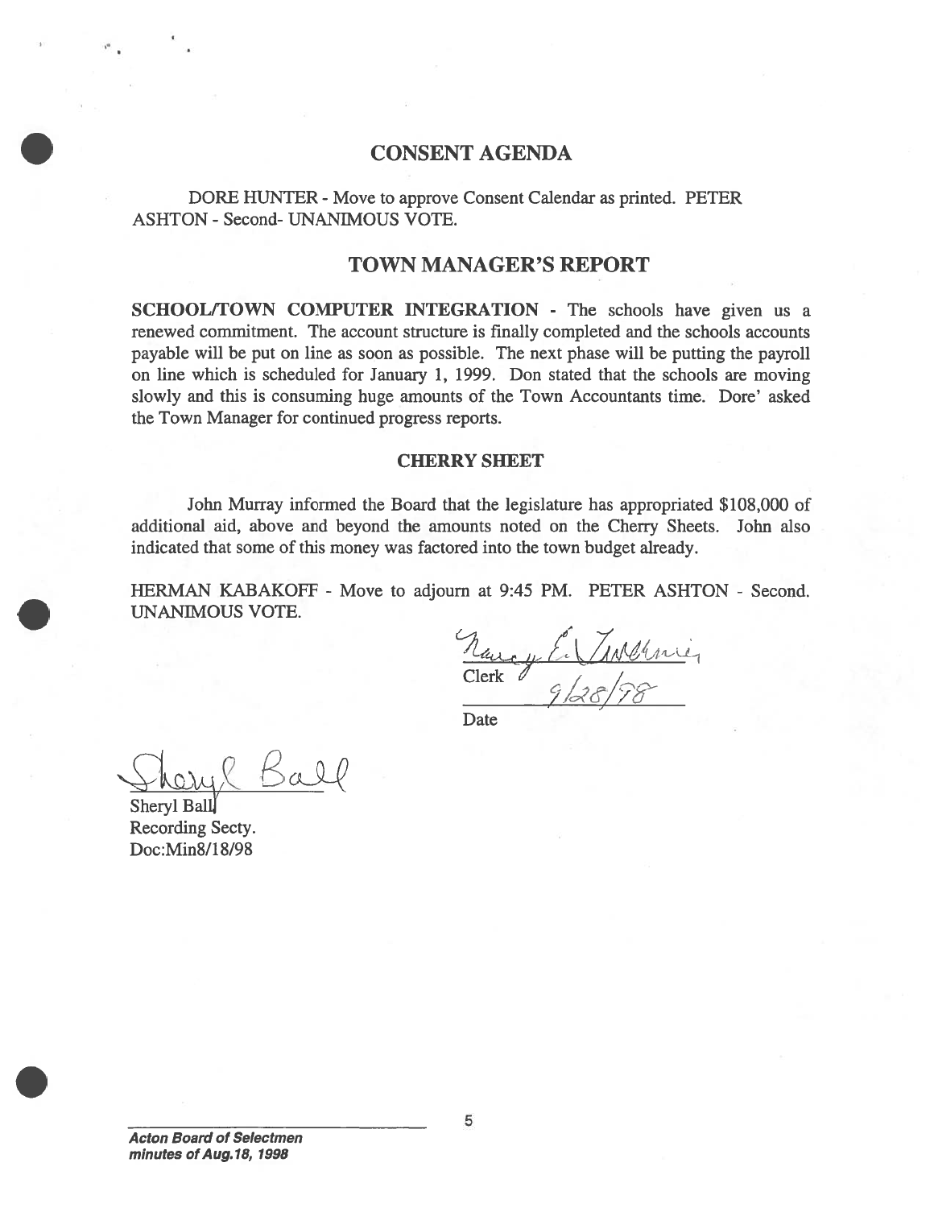## CONSENT AGENDA

DORE HUNTER - Move to approve Consent Calendar as printed. PETER ASHTON - Second- UNANIMOUS VOTE.

## TOWN MANAGER'S REPORT

**SCHOOL/TOWN COMPUTER INTEGRATION** - The schools have given us a renewed commitment. The account structure is finally completed and the schools accounts payable will be put on line as soon as possible. The next phase will be putting the payroll on line which is scheduled for January 1, 1999. Don stated that the schools are moving slowly and this is consuming huge amounts of the Town Accountants time. Dore' asked the Town Manager for continued progress reports.

### CHERRY SHEET

John Murray informed the Board that the legislature has appropriated $108,000 of additional aid, above and beyond the amounts noted on the Cherry Sheets. John also indicated that some of this money was factored into the town budget already.

HERMAN KABAKOFF - Move to adjourn at 9:45 PM. PETER ASHTON - Second. UNANIMOUS VOTE.

Nancy E. Tavernier
Clerk

9/28/98
Date

Sheryl Ball
Sheryl Ball
Recording Secty.
Doc:Min8/18/98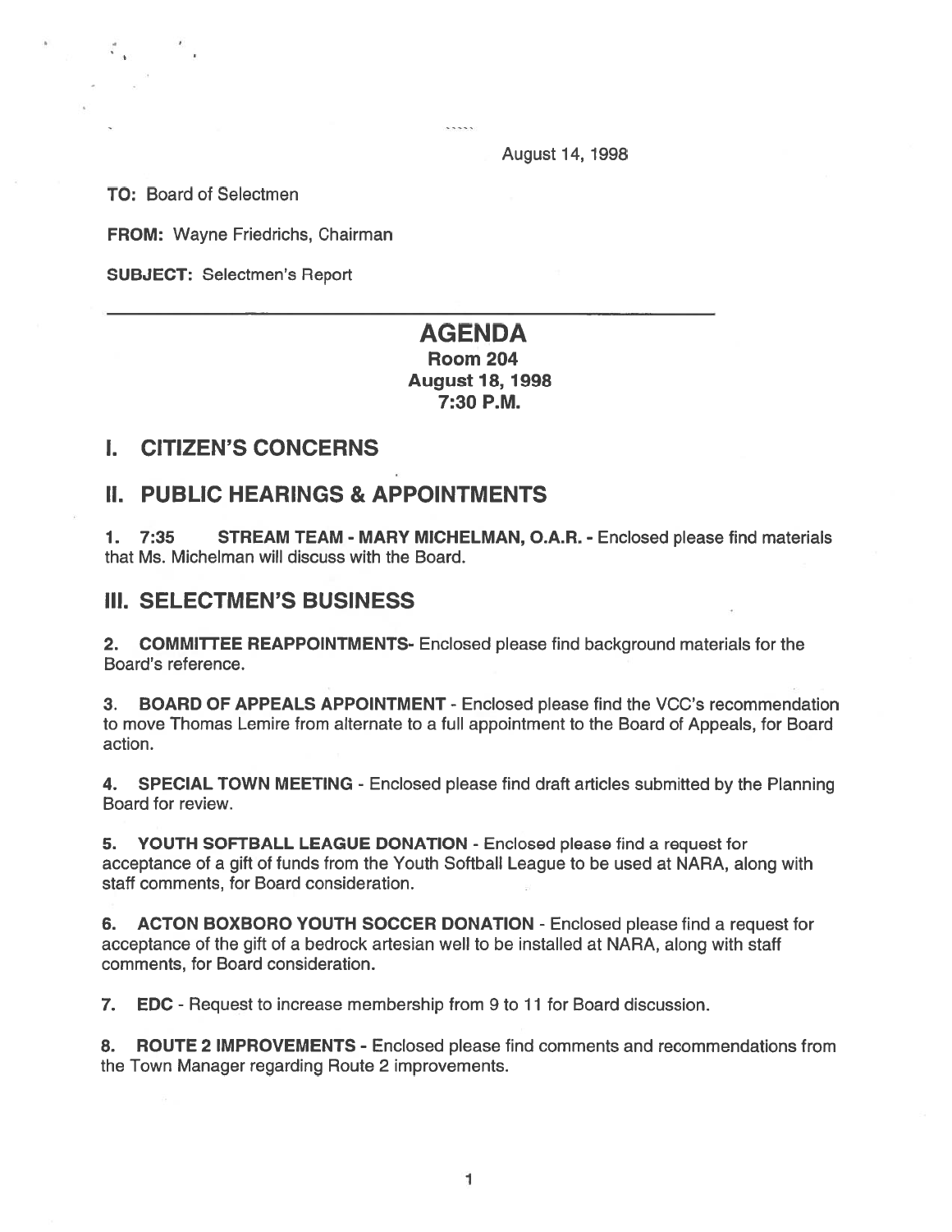August 14, 1998

**TO:** Board of Selectmen

**FROM:** Wayne Friedrichs, Chairman

**SUBJECT:** Selectmen's Report

---

# AGENDA

**Room 204**
**August 18, 1998**
**7:30 P.M.**

## I. CITIZEN'S CONCERNS

## II. PUBLIC HEARINGS & APPOINTMENTS

1. **7:35 STREAM TEAM - MARY MICHELMAN, O.A.R.** - Enclosed please find materials that Ms. Michelman will discuss with the Board.

## III. SELECTMEN'S BUSINESS

2. **COMMITTEE REAPPOINTMENTS**- Enclosed please find background materials for the Board's reference.

3. **BOARD OF APPEALS APPOINTMENT** - Enclosed please find the VCC's recommendation to move Thomas Lemire from alternate to a full appointment to the Board of Appeals, for Board action.

4. **SPECIAL TOWN MEETING** - Enclosed please find draft articles submitted by the Planning Board for review.

5. **YOUTH SOFTBALL LEAGUE DONATION** - Enclosed please find a request for acceptance of a gift of funds from the Youth Softball League to be used at NARA, along with staff comments, for Board consideration.

6. **ACTON BOXBORO YOUTH SOCCER DONATION** - Enclosed please find a request for acceptance of the gift of a bedrock artesian well to be installed at NARA, along with staff comments, for Board consideration.

7. **EDC** - Request to increase membership from 9 to 11 for Board discussion.

8. **ROUTE 2 IMPROVEMENTS** - Enclosed please find comments and recommendations from the Town Manager regarding Route 2 improvements.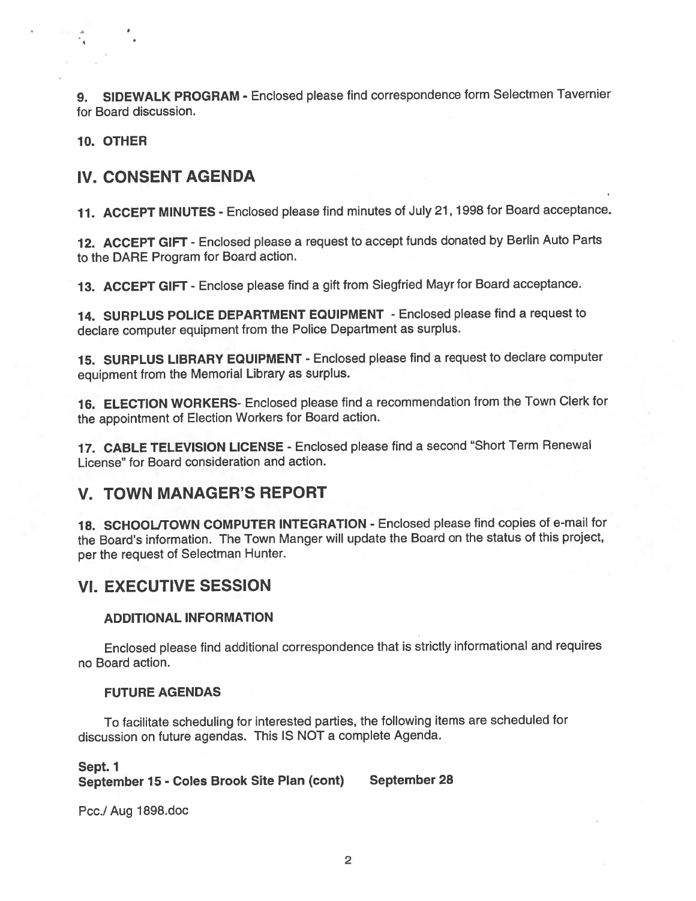**9. SIDEWALK PROGRAM** - Enclosed please find correspondence form Selectmen Tavernier for Board discussion.

**10. OTHER**

## IV. CONSENT AGENDA

**11. ACCEPT MINUTES** - Enclosed please find minutes of July 21, 1998 for Board acceptance.

**12. ACCEPT GIFT** - Enclosed please a request to accept funds donated by Berlin Auto Parts to the DARE Program for Board action.

**13. ACCEPT GIFT** - Enclose please find a gift from Siegfried Mayr for Board acceptance.

**14. SURPLUS POLICE DEPARTMENT EQUIPMENT** - Enclosed please find a request to declare computer equipment from the Police Department as surplus.

**15. SURPLUS LIBRARY EQUIPMENT** - Enclosed please find a request to declare computer equipment from the Memorial Library as surplus.

**16. ELECTION WORKERS**- Enclosed please find a recommendation from the Town Clerk for the appointment of Election Workers for Board action.

**17. CABLE TELEVISION LICENSE** - Enclosed please find a second "Short Term Renewal License" for Board consideration and action.

## V. TOWN MANAGER'S REPORT

**18. SCHOOL/TOWN COMPUTER INTEGRATION** - Enclosed please find copies of e-mail for the Board's information. The Town Manger will update the Board on the status of this project, per the request of Selectman Hunter.

## VI. EXECUTIVE SESSION

### ADDITIONAL INFORMATION

Enclosed please find additional correspondence that is strictly informational and requires no Board action.

### FUTURE AGENDAS

To facilitate scheduling for interested parties, the following items are scheduled for discussion on future agendas. This IS NOT a complete Agenda.

**Sept. 1**
**September 15 - Coles Brook Site Plan (cont)** **September 28**

Pcc./ Aug 1898.doc